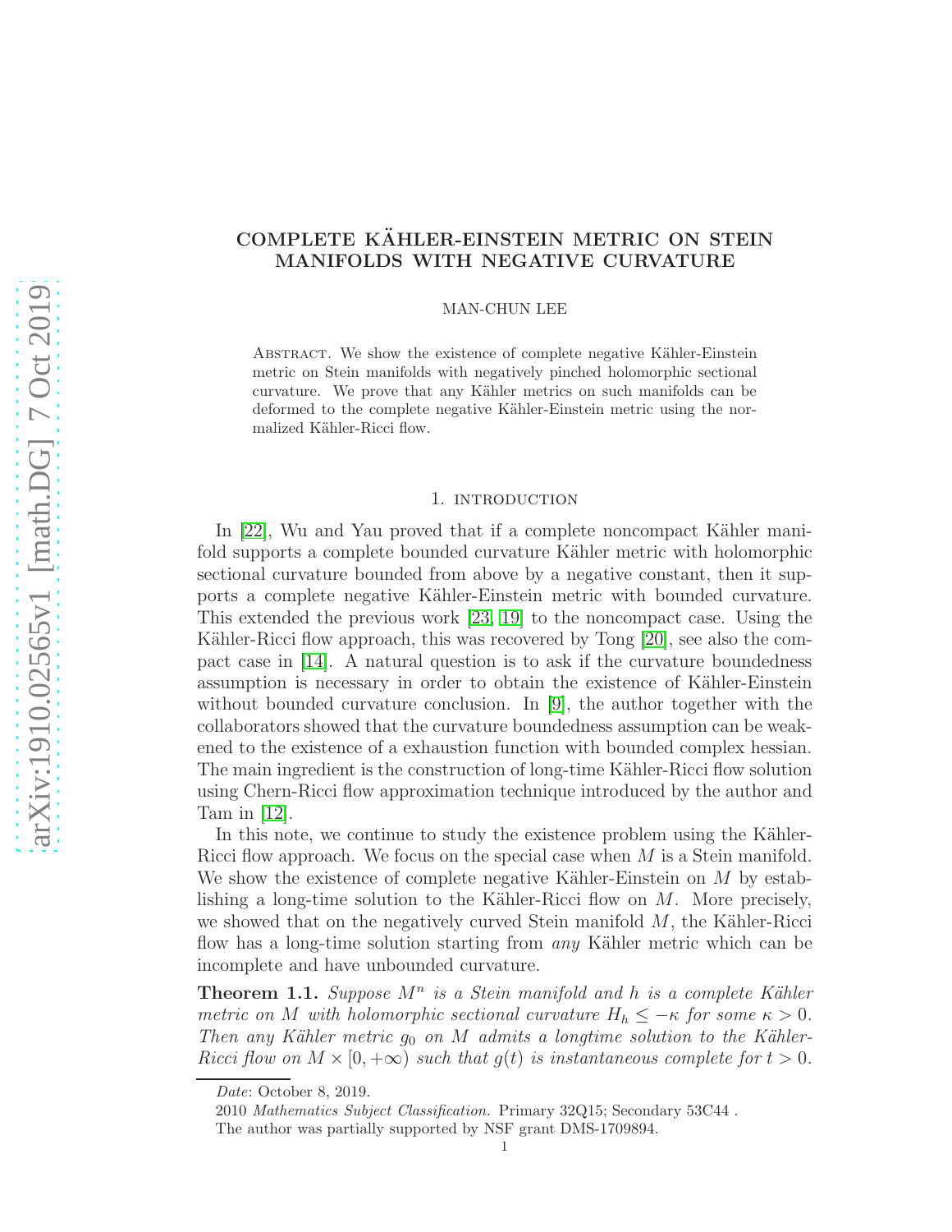# COMPLETE KÄHLER-EINSTEIN METRIC ON STEIN MANIFOLDS WITH NEGATIVE CURVATURE

MAN-CHUN LEE

Abstract. We show the existence of complete negative Kähler-Einstein metric on Stein manifolds with negatively pinched holomorphic sectional curvature. We prove that any Kähler metrics on such manifolds can be deformed to the complete negative Kähler-Einstein metric using the normalized Kähler-Ricci flow.

## 1. introduction

In [22], Wu and Yau proved that if a complete noncompact Kähler manifold supports a complete bounded curvature Kähler metric with holomorphic sectional curvature bounded from above by a negative constant, then it supports a complete negative Kähler-Einstein metric with bounded curvature. This extended the previous work [23, 19] to the noncompact case. Using the Kähler-Ricci flow approach, this was recovered by Tong [20], see also the compact case in [14]. A natural question is to ask if the curvature boundedness assumption is necessary in order to obtain the existence of Kähler-Einstein without bounded curvature conclusion. In [9], the author together with the collaborators showed that the curvature boundedness assumption can be weakened to the existence of a exhaustion function with bounded complex hessian. The main ingredient is the construction of long-time Kähler-Ricci flow solution using Chern-Ricci flow approximation technique introduced by the author and Tam in [12].

In this note, we continue to study the existence problem using the Kähler-Ricci flow approach. We focus on the special case when $M$ is a Stein manifold. We show the existence of complete negative Kähler-Einstein on $M$ by establishing a long-time solution to the Kähler-Ricci flow on $M$. More precisely, we showed that on the negatively curved Stein manifold $M$, the Kähler-Ricci flow has a long-time solution starting from *any* Kähler metric which can be incomplete and have unbounded curvature.

**Theorem 1.1.** *Suppose $M^n$ is a Stein manifold and $h$ is a complete Kähler metric on $M$ with holomorphic sectional curvature $H_h \leq -\kappa$ for some $\kappa > 0$. Then any Kähler metric $g_0$ on $M$ admits a longtime solution to the Kähler-Ricci flow on $M \times [0, +\infty)$ such that $g(t)$ is instantaneous complete for $t > 0$.*

*Date*: October 8, 2019.

2010 *Mathematics Subject Classification.* Primary 32Q15; Secondary 53C44 .

The author was partially supported by NSF grant DMS-1709894.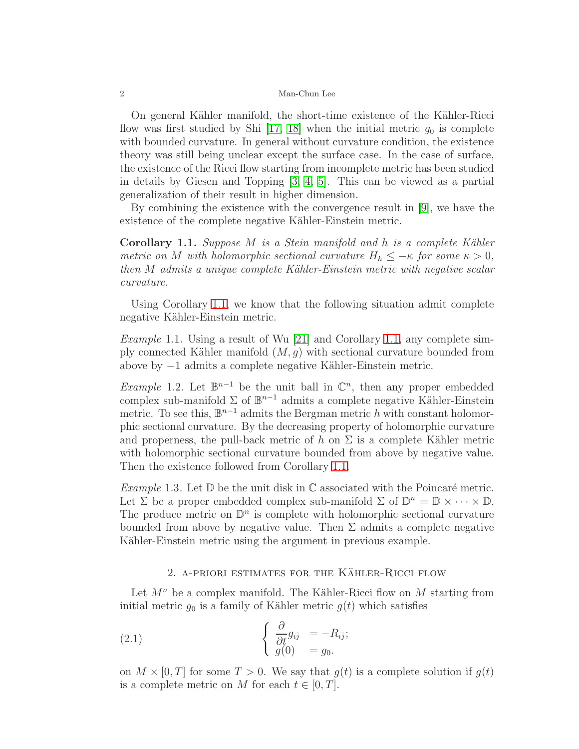On general Kähler manifold, the short-time existence of the Kähler-Ricci flow was first studied by Shi [17, 18] when the initial metric $g_0$ is complete with bounded curvature. In general without curvature condition, the existence theory was still being unclear except the surface case. In the case of surface, the existence of the Ricci flow starting from incomplete metric has been studied in details by Giesen and Topping [3, 4, 5]. This can be viewed as a partial generalization of their result in higher dimension.

By combining the existence with the convergence result in [9], we have the existence of the complete negative Kähler-Einstein metric.

**Corollary 1.1.** *Suppose $M$ is a Stein manifold and $h$ is a complete Kähler metric on $M$ with holomorphic sectional curvature $H_h \leq -\kappa$ for some $\kappa > 0$, then $M$ admits a unique complete Kähler-Einstein metric with negative scalar curvature.*

Using Corollary 1.1, we know that the following situation admit complete negative Kähler-Einstein metric.

*Example* 1.1. Using a result of Wu [21] and Corollary 1.1, any complete simply connected Kähler manifold $(M, g)$ with sectional curvature bounded from above by $-1$ admits a complete negative Kähler-Einstein metric.

*Example* 1.2. Let $\mathbb{B}^{n-1}$ be the unit ball in $\mathbb{C}^n$, then any proper embedded complex sub-manifold $\Sigma$ of $\mathbb{B}^{n-1}$ admits a complete negative Kähler-Einstein metric. To see this, $\mathbb{B}^{n-1}$ admits the Bergman metric $h$ with constant holomorphic sectional curvature. By the decreasing property of holomorphic curvature and properness, the pull-back metric of $h$ on $\Sigma$ is a complete Kähler metric with holomorphic sectional curvature bounded from above by negative value. Then the existence followed from Corollary 1.1.

*Example* 1.3. Let $\mathbb{D}$ be the unit disk in $\mathbb{C}$ associated with the Poincaré metric. Let $\Sigma$ be a proper embedded complex sub-manifold $\Sigma$ of $\mathbb{D}^n = \mathbb{D} \times \cdots \times \mathbb{D}$. The produce metric on $\mathbb{D}^n$ is complete with holomorphic sectional curvature bounded from above by negative value. Then $\Sigma$ admits a complete negative Kähler-Einstein metric using the argument in previous example.

## 2. A-priori estimates for the Kähler-Ricci flow

Let $M^n$ be a complex manifold. The Kähler-Ricci flow on $M$ starting from initial metric $g_0$ is a family of Kähler metric $g(t)$ which satisfies

$$
\left\{
\begin{array}{ll}
\dfrac{\partial}{\partial t} g_{i\bar{j}} & = -R_{i\bar{j}}; \\
g(0) & = g_0.
\end{array}
\right.
\tag{2.1}
$$

on $M \times [0, T]$ for some $T > 0$. We say that $g(t)$ is a complete solution if $g(t)$ is a complete metric on $M$ for each $t \in [0, T]$.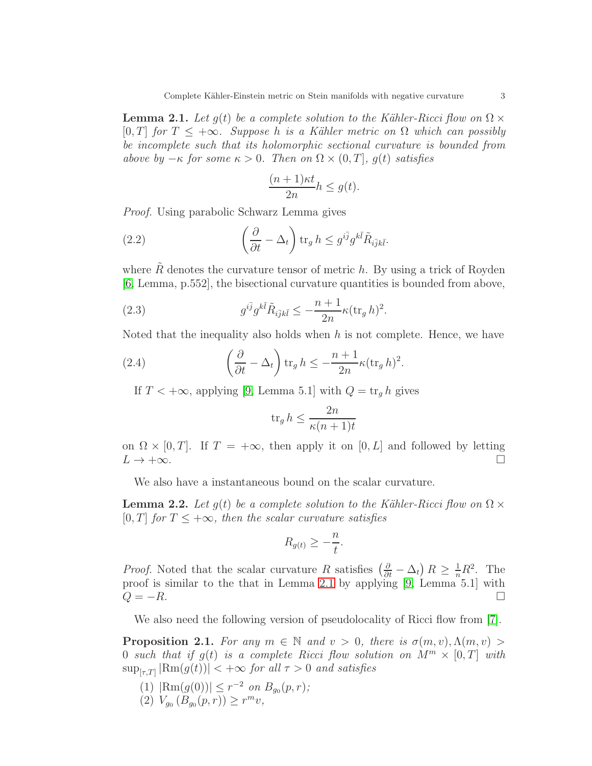**Lemma 2.1.** *Let $g(t)$ be a complete solution to the Kähler-Ricci flow on $\Omega \times [0,T]$ for $T \le +\infty$. Suppose $h$ is a Kähler metric on $\Omega$ which can possibly be incomplete such that its holomorphic sectional curvature is bounded from above by $-\kappa$ for some $\kappa > 0$. Then on $\Omega \times (0,T]$, $g(t)$ satisfies*

$$\frac{(n+1)\kappa t}{2n} h \le g(t).$$

*Proof.* Using parabolic Schwarz Lemma gives

$$\left(\frac{\partial}{\partial t} - \Delta_t\right) \operatorname{tr}_g h \le g^{i\bar{j}} g^{k\bar{l}} \tilde{R}_{i\bar{j}k\bar{l}}. \tag{2.2}$$

where $\tilde{R}$ denotes the curvature tensor of metric $h$. By using a trick of Royden [6, Lemma, p.552], the bisectional curvature quantities is bounded from above,

$$g^{i\bar{j}} g^{k\bar{l}} \tilde{R}_{i\bar{j}k\bar{l}} \le -\frac{n+1}{2n}\kappa (\operatorname{tr}_g h)^2. \tag{2.3}$$

Noted that the inequality also holds when $h$ is not complete. Hence, we have

$$\left(\frac{\partial}{\partial t} - \Delta_t\right) \operatorname{tr}_g h \le -\frac{n+1}{2n}\kappa (\operatorname{tr}_g h)^2. \tag{2.4}$$

If $T < +\infty$, applying [9, Lemma 5.1] with $Q = \operatorname{tr}_g h$ gives

$$\operatorname{tr}_g h \le \frac{2n}{\kappa(n+1)t}$$

on $\Omega \times [0,T]$. If $T = +\infty$, then apply it on $[0,L]$ and followed by letting $L \to +\infty$. $\square$

We also have a instantaneous bound on the scalar curvature.

**Lemma 2.2.** *Let $g(t)$ be a complete solution to the Kähler-Ricci flow on $\Omega \times [0,T]$ for $T \le +\infty$, then the scalar curvature satisfies*

$$R_{g(t)} \ge -\frac{n}{t}.$$

*Proof.* Noted that the scalar curvature $R$ satisfies $\left(\frac{\partial}{\partial t} - \Delta_t\right) R \ge \frac{1}{n} R^2$. The proof is similar to the that in Lemma 2.1 by applying [9, Lemma 5.1] with $Q = -R$. $\square$

We also need the following version of pseudolocality of Ricci flow from [7].

**Proposition 2.1.** *For any $m \in \mathbb{N}$ and $v > 0$, there is $\sigma(m,v), \Lambda(m,v) > 0$ such that if $g(t)$ is a complete Ricci flow solution on $M^m \times [0,T]$ with $\sup_{[\tau,T]} |\mathrm{Rm}(g(t))| < +\infty$ for all $\tau > 0$ and satisfies*

1. *$|\mathrm{Rm}(g(0))| \le r^{-2}$ on $B_{g_0}(p,r)$;*
2. *$V_{g_0}(B_{g_0}(p,r)) \ge r^m v$,*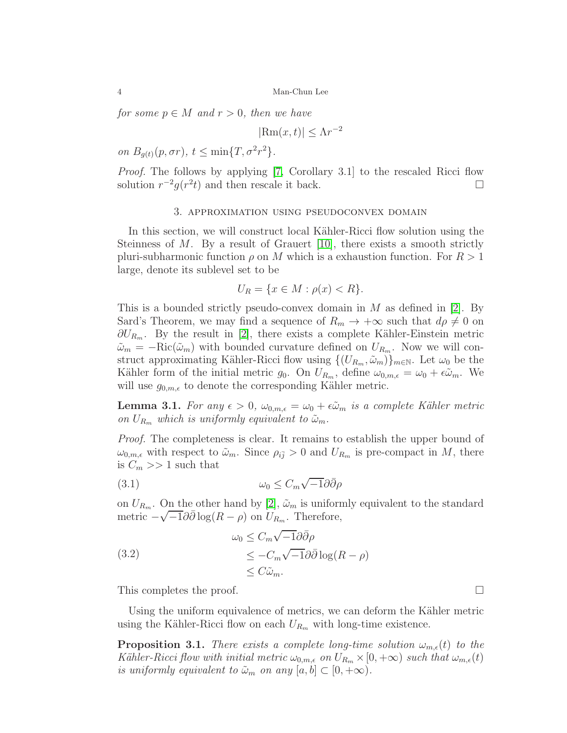*for some $p \in M$ and $r > 0$, then we have*

$$|\mathrm{Rm}(x,t)| \le \Lambda r^{-2}$$

*on $B_{g(t)}(p, \sigma r)$, $t \le \min\{T, \sigma^2 r^2\}$.*

*Proof.* The follows by applying [7, Corollary 3.1] to the rescaled Ricci flow solution $r^{-2}g(r^2 t)$ and then rescale it back. $\square$

## 3. Approximation using pseudoconvex domain

In this section, we will construct local Kähler-Ricci flow solution using the Steinness of $M$. By a result of Grauert [10], there exists a smooth strictly pluri-subharmonic function $\rho$ on $M$ which is a exhaustion function. For $R > 1$ large, denote its sublevel set to be

$$U_R = \{x \in M : \rho(x) < R\}.$$

This is a bounded strictly pseudo-convex domain in $M$ as defined in [2]. By Sard's Theorem, we may find a sequence of $R_m \to +\infty$ such that $d\rho \ne 0$ on $\partial U_{R_m}$. By the result in [2], there exists a complete Kähler-Einstein metric $\tilde\omega_m = -\mathrm{Ric}(\tilde\omega_m)$ with bounded curvature defined on $U_{R_m}$. Now we will construct approximating Kähler-Ricci flow using $\{(U_{R_m}, \tilde\omega_m)\}_{m\in\mathbb{N}}$. Let $\omega_0$ be the Kähler form of the initial metric $g_0$. On $U_{R_m}$, define $\omega_{0,m,\epsilon} = \omega_0 + \epsilon\tilde\omega_m$. We will use $g_{0,m,\epsilon}$ to denote the corresponding Kähler metric.

**Lemma 3.1.** *For any $\epsilon > 0$, $\omega_{0,m,\epsilon} = \omega_0 + \epsilon\tilde\omega_m$ is a complete Kähler metric on $U_{R_m}$ which is uniformly equivalent to $\tilde\omega_m$.*

*Proof.* The completeness is clear. It remains to establish the upper bound of $\omega_{0,m,\epsilon}$ with respect to $\tilde\omega_m$. Since $\rho_{i\bar j} > 0$ and $U_{R_m}$ is pre-compact in $M$, there is $C_m >> 1$ such that

$$\omega_0 \le C_m\sqrt{-1}\partial\bar\partial\rho \tag{3.1}$$

on $U_{R_m}$. On the other hand by [2], $\tilde\omega_m$ is uniformly equivalent to the standard metric $-\sqrt{-1}\partial\bar\partial\log(R-\rho)$ on $U_{R_m}$. Therefore,

$$\begin{aligned}
\omega_0 &\le C_m\sqrt{-1}\partial\bar\partial\rho \\
&\le -C_m\sqrt{-1}\partial\bar\partial\log(R-\rho) \\
&\le C\tilde\omega_m.
\end{aligned} \tag{3.2}$$

This completes the proof. $\square$

Using the uniform equivalence of metrics, we can deform the Kähler metric using the Kähler-Ricci flow on each $U_{R_m}$ with long-time existence.

**Proposition 3.1.** *There exists a complete long-time solution $\omega_{m,\epsilon}(t)$ to the Kähler-Ricci flow with initial metric $\omega_{0,m,\epsilon}$ on $U_{R_m} \times [0, +\infty)$ such that $\omega_{m,\epsilon}(t)$ is uniformly equivalent to $\tilde\omega_m$ on any $[a, b] \subset [0, +\infty)$.*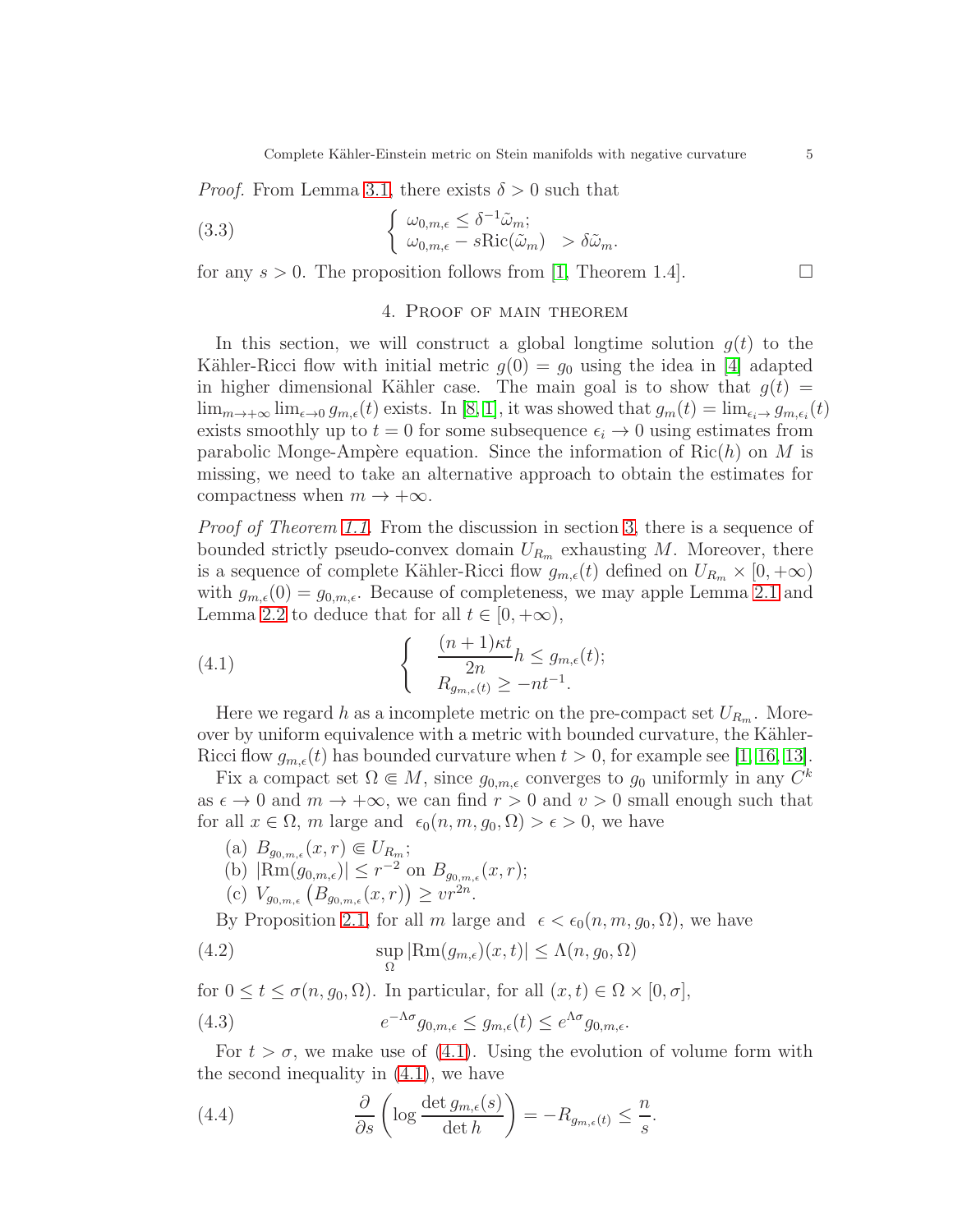*Proof.* From Lemma 3.1, there exists $\delta > 0$ such that

$$
\begin{cases} \omega_{0,m,\epsilon} \le \delta^{-1}\tilde{\omega}_m; \\ \omega_{0,m,\epsilon} - s\mathrm{Ric}(\tilde{\omega}_m) \quad > \delta\tilde{\omega}_m. \end{cases} \tag{3.3}
$$

for any $s > 0$. The proposition follows from [1, Theorem 1.4]. $\square$

## 4. Proof of main theorem

In this section, we will construct a global longtime solution $g(t)$ to the Kähler-Ricci flow with initial metric $g(0) = g_0$ using the idea in [4] adapted in higher dimensional Kähler case. The main goal is to show that $g(t) = \lim_{m\to+\infty}\lim_{\epsilon\to 0} g_{m,\epsilon}(t)$ exists. In [8, 1], it was showed that $g_m(t) = \lim_{\epsilon_i\to} g_{m,\epsilon_i}(t)$ exists smoothly up to $t = 0$ for some subsequence $\epsilon_i \to 0$ using estimates from parabolic Monge-Ampère equation. Since the information of $\mathrm{Ric}(h)$ on $M$ is missing, we need to take an alternative approach to obtain the estimates for compactness when $m \to +\infty$.

*Proof of Theorem 1.1.* From the discussion in section 3, there is a sequence of bounded strictly pseudo-convex domain $U_{R_m}$ exhausting $M$. Moreover, there is a sequence of complete Kähler-Ricci flow $g_{m,\epsilon}(t)$ defined on $U_{R_m} \times [0, +\infty)$ with $g_{m,\epsilon}(0) = g_{0,m,\epsilon}$. Because of completeness, we may apple Lemma 2.1 and Lemma 2.2 to deduce that for all $t \in [0, +\infty)$,

$$
\begin{cases} \dfrac{(n+1)\kappa t}{2n} h \le g_{m,\epsilon}(t); \\ R_{g_{m,\epsilon}(t)} \ge -nt^{-1}. \end{cases} \tag{4.1}
$$

Here we regard $h$ as a incomplete metric on the pre-compact set $U_{R_m}$. Moreover by uniform equivalence with a metric with bounded curvature, the Kähler-Ricci flow $g_{m,\epsilon}(t)$ has bounded curvature when $t > 0$, for example see [1, 16, 13].

Fix a compact set $\Omega \Subset M$, since $g_{0,m,\epsilon}$ converges to $g_0$ uniformly in any $C^k$ as $\epsilon \to 0$ and $m \to +\infty$, we can find $r > 0$ and $v > 0$ small enough such that for all $x \in \Omega$, $m$ large and $\epsilon_0(n, m, g_0, \Omega) > \epsilon > 0$, we have

(a) $B_{g_{0,m,\epsilon}}(x, r) \Subset U_{R_m}$;
(b) $|\mathrm{Rm}(g_{0,m,\epsilon})| \le r^{-2}$ on $B_{g_{0,m,\epsilon}}(x, r)$;
(c) $V_{g_{0,m,\epsilon}}\left(B_{g_{0,m,\epsilon}}(x, r)\right) \ge vr^{2n}$.

By Proposition 2.1, for all $m$ large and $\epsilon < \epsilon_0(n, m, g_0, \Omega)$, we have

$$
\sup_{\Omega} |\mathrm{Rm}(g_{m,\epsilon})(x, t)| \le \Lambda(n, g_0, \Omega) \tag{4.2}
$$

for $0 \le t \le \sigma(n, g_0, \Omega)$. In particular, for all $(x, t) \in \Omega \times [0, \sigma]$,

$$
e^{-\Lambda\sigma} g_{0,m,\epsilon} \le g_{m,\epsilon}(t) \le e^{\Lambda\sigma} g_{0,m,\epsilon}. \tag{4.3}
$$

For $t > \sigma$, we make use of (4.1). Using the evolution of volume form with the second inequality in (4.1), we have

$$
\frac{\partial}{\partial s}\left(\log \frac{\det g_{m,\epsilon}(s)}{\det h}\right) = -R_{g_{m,\epsilon}(t)} \le \frac{n}{s}. \tag{4.4}
$$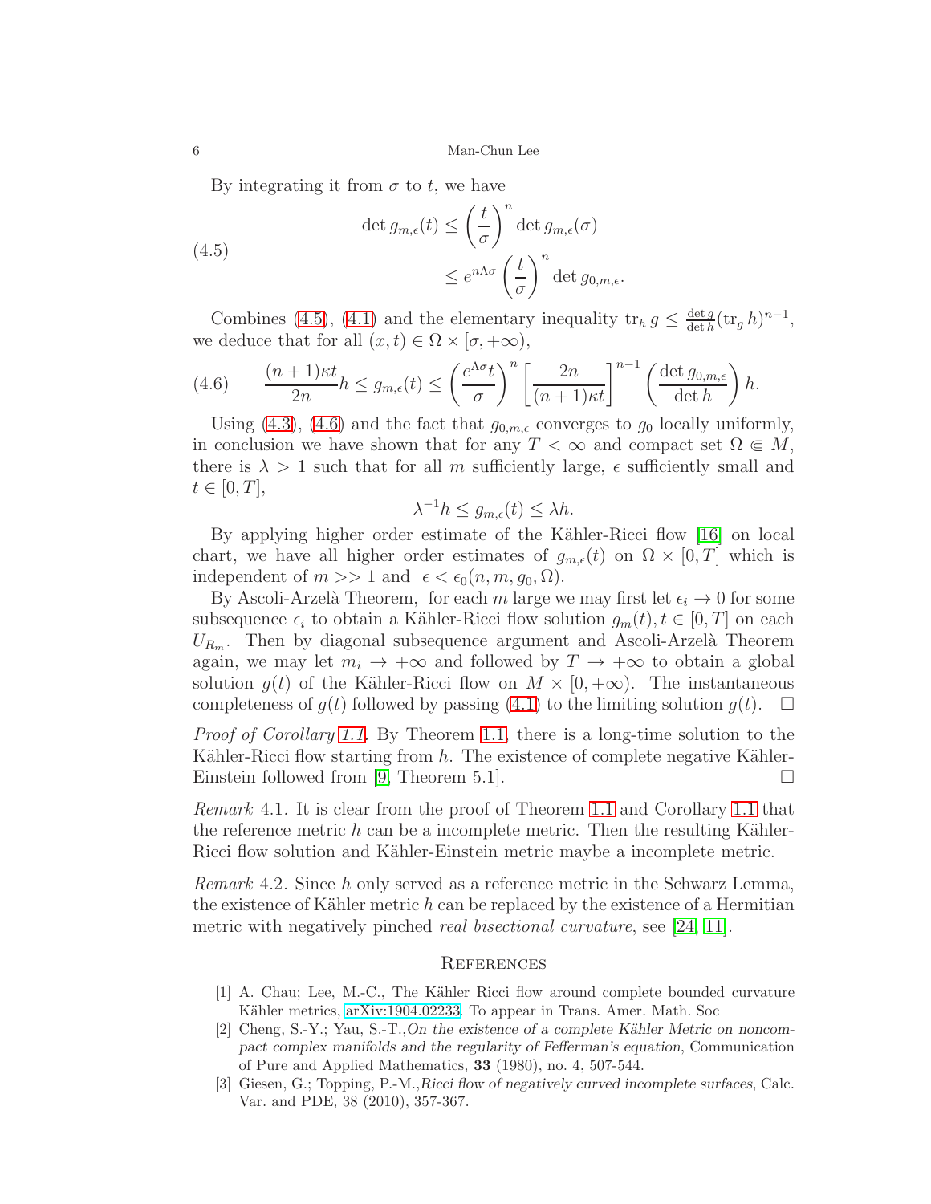By integrating it from $\sigma$ to $t$, we have

$$
\begin{aligned}
\det g_{m,\epsilon}(t) &\leq \left(\frac{t}{\sigma}\right)^n \det g_{m,\epsilon}(\sigma) \\
&\leq e^{n\Lambda\sigma}\left(\frac{t}{\sigma}\right)^n \det g_{0,m,\epsilon}.
\end{aligned}
\tag{4.5}
$$

Combines (4.5), (4.1) and the elementary inequality $\operatorname{tr}_h g \leq \frac{\det g}{\det h}(\operatorname{tr}_g h)^{n-1}$, we deduce that for all $(x,t) \in \Omega \times [\sigma, +\infty)$,

$$
\frac{(n+1)\kappa t}{2n} h \leq g_{m,\epsilon}(t) \leq \left(\frac{e^{\Lambda\sigma} t}{\sigma}\right)^n \left[\frac{2n}{(n+1)\kappa t}\right]^{n-1} \left(\frac{\det g_{0,m,\epsilon}}{\det h}\right) h. \tag{4.6}
$$

Using (4.3), (4.6) and the fact that $g_{0,m,\epsilon}$ converges to $g_0$ locally uniformly, in conclusion we have shown that for any $T < \infty$ and compact set $\Omega \Subset M$, there is $\lambda > 1$ such that for all $m$ sufficiently large, $\epsilon$ sufficiently small and $t \in [0,T]$,

$$
\lambda^{-1} h \leq g_{m,\epsilon}(t) \leq \lambda h.
$$

By applying higher order estimate of the Kähler-Ricci flow [16] on local chart, we have all higher order estimates of $g_{m,\epsilon}(t)$ on $\Omega \times [0,T]$ which is independent of $m >> 1$ and $\epsilon < \epsilon_0(n, m, g_0, \Omega)$.

By Ascoli-Arzelà Theorem, for each $m$ large we may first let $\epsilon_i \to 0$ for some subsequence $\epsilon_i$ to obtain a Kähler-Ricci flow solution $g_m(t), t \in [0,T]$ on each $U_{R_m}$. Then by diagonal subsequence argument and Ascoli-Arzelà Theorem again, we may let $m_i \to +\infty$ and followed by $T \to +\infty$ to obtain a global solution $g(t)$ of the Kähler-Ricci flow on $M \times [0, +\infty)$. The instantaneous completeness of $g(t)$ followed by passing (4.1) to the limiting solution $g(t)$. $\square$

*Proof of Corollary 1.1.* By Theorem 1.1, there is a long-time solution to the Kähler-Ricci flow starting from $h$. The existence of complete negative Kähler-Einstein followed from [9, Theorem 5.1]. $\square$

*Remark* 4.1. It is clear from the proof of Theorem 1.1 and Corollary 1.1 that the reference metric $h$ can be a incomplete metric. Then the resulting Kähler-Ricci flow solution and Kähler-Einstein metric maybe a incomplete metric.

*Remark* 4.2. Since $h$ only served as a reference metric in the Schwarz Lemma, the existence of Kähler metric $h$ can be replaced by the existence of a Hermitian metric with negatively pinched *real bisectional curvature*, see [24, 11].

## References

[1] A. Chau; Lee, M.-C., The Kähler Ricci flow around complete bounded curvature Kähler metrics, arXiv:1904.02233. To appear in Trans. Amer. Math. Soc

[2] Cheng, S.-Y.; Yau, S.-T., *On the existence of a complete Kähler Metric on noncompact complex manifolds and the regularity of Fefferman's equation*, Communication of Pure and Applied Mathematics, **33** (1980), no. 4, 507-544.

[3] Giesen, G.; Topping, P.-M., *Ricci flow of negatively curved incomplete surfaces*, Calc. Var. and PDE, 38 (2010), 357-367.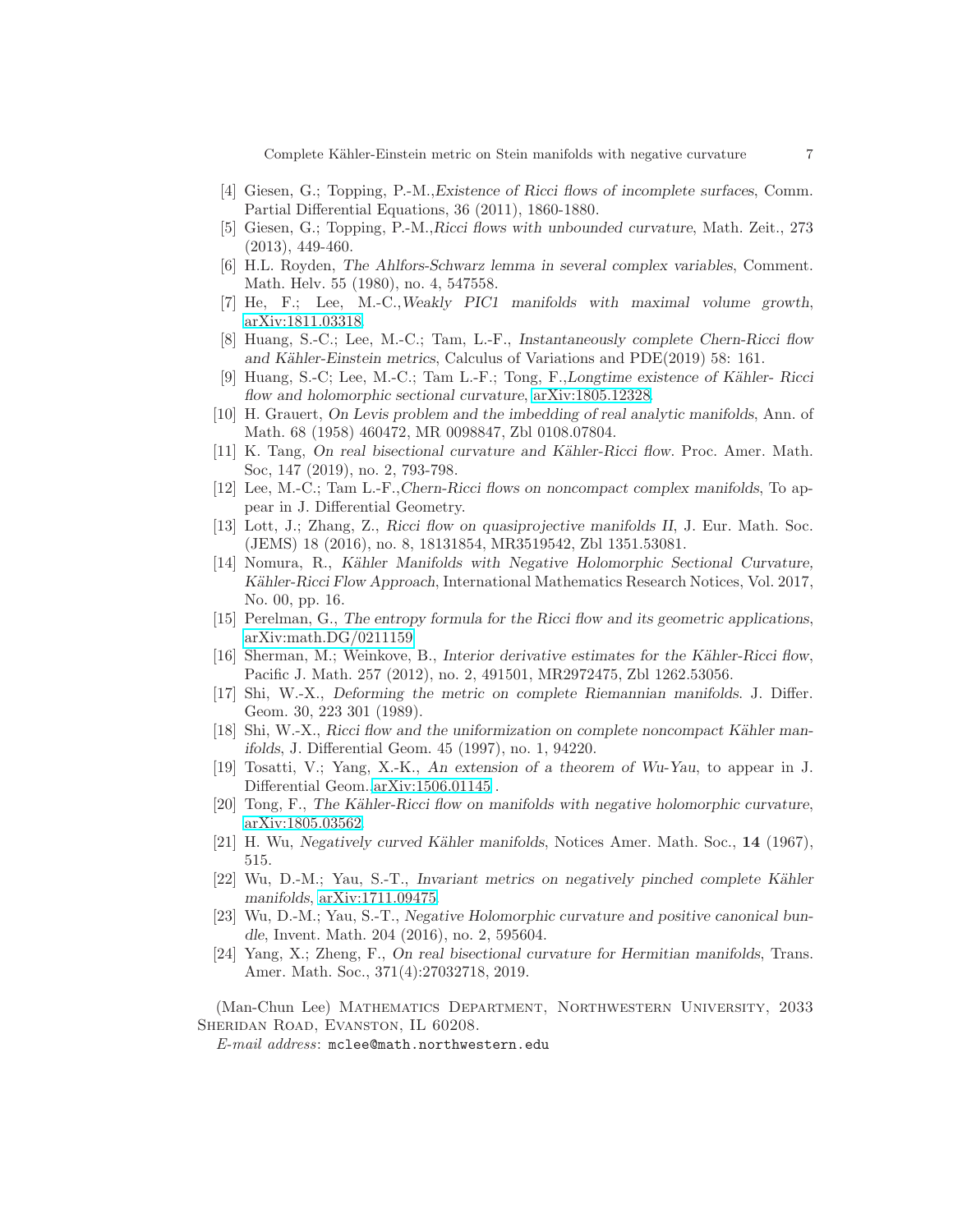[4] Giesen, G.; Topping, P.-M.,*Existence of Ricci flows of incomplete surfaces*, Comm. Partial Differential Equations, 36 (2011), 1860-1880.

[5] Giesen, G.; Topping, P.-M.,*Ricci flows with unbounded curvature*, Math. Zeit., 273 (2013), 449-460.

[6] H.L. Royden, *The Ahlfors-Schwarz lemma in several complex variables*, Comment. Math. Helv. 55 (1980), no. 4, 547558.

[7] He, F.; Lee, M.-C.,*Weakly PIC1 manifolds with maximal volume growth*, arXiv:1811.03318.

[8] Huang, S.-C.; Lee, M.-C.; Tam, L.-F., *Instantaneously complete Chern-Ricci flow and Kähler-Einstein metrics*, Calculus of Variations and PDE(2019) 58: 161.

[9] Huang, S.-C; Lee, M.-C.; Tam L.-F.; Tong, F.,*Longtime existence of Kähler- Ricci flow and holomorphic sectional curvature*, arXiv:1805.12328.

[10] H. Grauert, *On Levis problem and the imbedding of real analytic manifolds*, Ann. of Math. 68 (1958) 460472, MR 0098847, Zbl 0108.07804.

[11] K. Tang, *On real bisectional curvature and Kähler-Ricci flow*. Proc. Amer. Math. Soc, 147 (2019), no. 2, 793-798.

[12] Lee, M.-C.; Tam L.-F.,*Chern-Ricci flows on noncompact complex manifolds*, To appear in J. Differential Geometry.

[13] Lott, J.; Zhang, Z., *Ricci flow on quasiprojective manifolds II*, J. Eur. Math. Soc. (JEMS) 18 (2016), no. 8, 18131854, MR3519542, Zbl 1351.53081.

[14] Nomura, R., *Kähler Manifolds with Negative Holomorphic Sectional Curvature, Kähler-Ricci Flow Approach*, International Mathematics Research Notices, Vol. 2017, No. 00, pp. 16.

[15] Perelman, G., *The entropy formula for the Ricci flow and its geometric applications*, arXiv:math.DG/0211159.

[16] Sherman, M.; Weinkove, B., *Interior derivative estimates for the Kähler-Ricci flow*, Pacific J. Math. 257 (2012), no. 2, 491501, MR2972475, Zbl 1262.53056.

[17] Shi, W.-X., *Deforming the metric on complete Riemannian manifolds*. J. Differ. Geom. 30, 223 301 (1989).

[18] Shi, W.-X., *Ricci flow and the uniformization on complete noncompact Kähler manifolds*, J. Differential Geom. 45 (1997), no. 1, 94220.

[19] Tosatti, V.; Yang, X.-K., *An extension of a theorem of Wu-Yau*, to appear in J. Differential Geom. arXiv:1506.01145 .

[20] Tong, F., *The Kähler-Ricci flow on manifolds with negative holomorphic curvature*, arXiv:1805.03562.

[21] H. Wu, *Negatively curved Kähler manifolds*, Notices Amer. Math. Soc., **14** (1967), 515.

[22] Wu, D.-M.; Yau, S.-T., *Invariant metrics on negatively pinched complete Kähler manifolds*, arXiv:1711.09475.

[23] Wu, D.-M.; Yau, S.-T., *Negative Holomorphic curvature and positive canonical bundle*, Invent. Math. 204 (2016), no. 2, 595604.

[24] Yang, X.; Zheng, F., *On real bisectional curvature for Hermitian manifolds*, Trans. Amer. Math. Soc., 371(4):27032718, 2019.

(Man-Chun Lee) Mathematics Department, Northwestern University, 2033 Sheridan Road, Evanston, IL 60208.

*E-mail address*: mclee@math.northwestern.edu